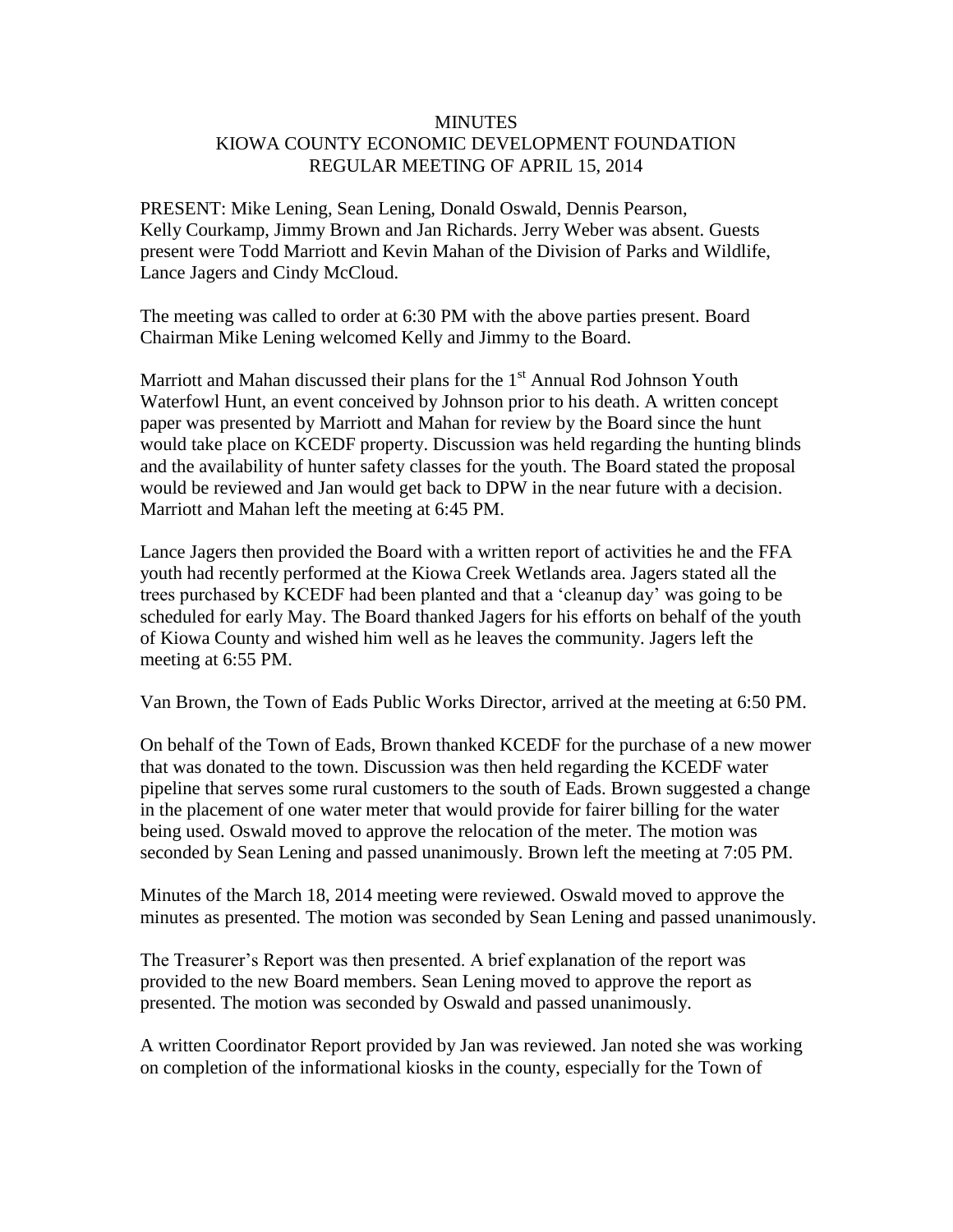# MINUTES
## KIOWA COUNTY ECONOMIC DEVELOPMENT FOUNDATION
## REGULAR MEETING OF APRIL 15, 2014

PRESENT: Mike Lening, Sean Lening, Donald Oswald, Dennis Pearson, Kelly Courkamp, Jimmy Brown and Jan Richards. Jerry Weber was absent. Guests present were Todd Marriott and Kevin Mahan of the Division of Parks and Wildlife, Lance Jagers and Cindy McCloud.

The meeting was called to order at 6:30 PM with the above parties present. Board Chairman Mike Lening welcomed Kelly and Jimmy to the Board.

Marriott and Mahan discussed their plans for the 1st Annual Rod Johnson Youth Waterfowl Hunt, an event conceived by Johnson prior to his death. A written concept paper was presented by Marriott and Mahan for review by the Board since the hunt would take place on KCEDF property. Discussion was held regarding the hunting blinds and the availability of hunter safety classes for the youth. The Board stated the proposal would be reviewed and Jan would get back to DPW in the near future with a decision. Marriott and Mahan left the meeting at 6:45 PM.

Lance Jagers then provided the Board with a written report of activities he and the FFA youth had recently performed at the Kiowa Creek Wetlands area. Jagers stated all the trees purchased by KCEDF had been planted and that a 'cleanup day' was going to be scheduled for early May. The Board thanked Jagers for his efforts on behalf of the youth of Kiowa County and wished him well as he leaves the community. Jagers left the meeting at 6:55 PM.

Van Brown, the Town of Eads Public Works Director, arrived at the meeting at 6:50 PM.

On behalf of the Town of Eads, Brown thanked KCEDF for the purchase of a new mower that was donated to the town. Discussion was then held regarding the KCEDF water pipeline that serves some rural customers to the south of Eads. Brown suggested a change in the placement of one water meter that would provide for fairer billing for the water being used. Oswald moved to approve the relocation of the meter. The motion was seconded by Sean Lening and passed unanimously. Brown left the meeting at 7:05 PM.

Minutes of the March 18, 2014 meeting were reviewed. Oswald moved to approve the minutes as presented. The motion was seconded by Sean Lening and passed unanimously.

The Treasurer's Report was then presented. A brief explanation of the report was provided to the new Board members. Sean Lening moved to approve the report as presented. The motion was seconded by Oswald and passed unanimously.

A written Coordinator Report provided by Jan was reviewed. Jan noted she was working on completion of the informational kiosks in the county, especially for the Town of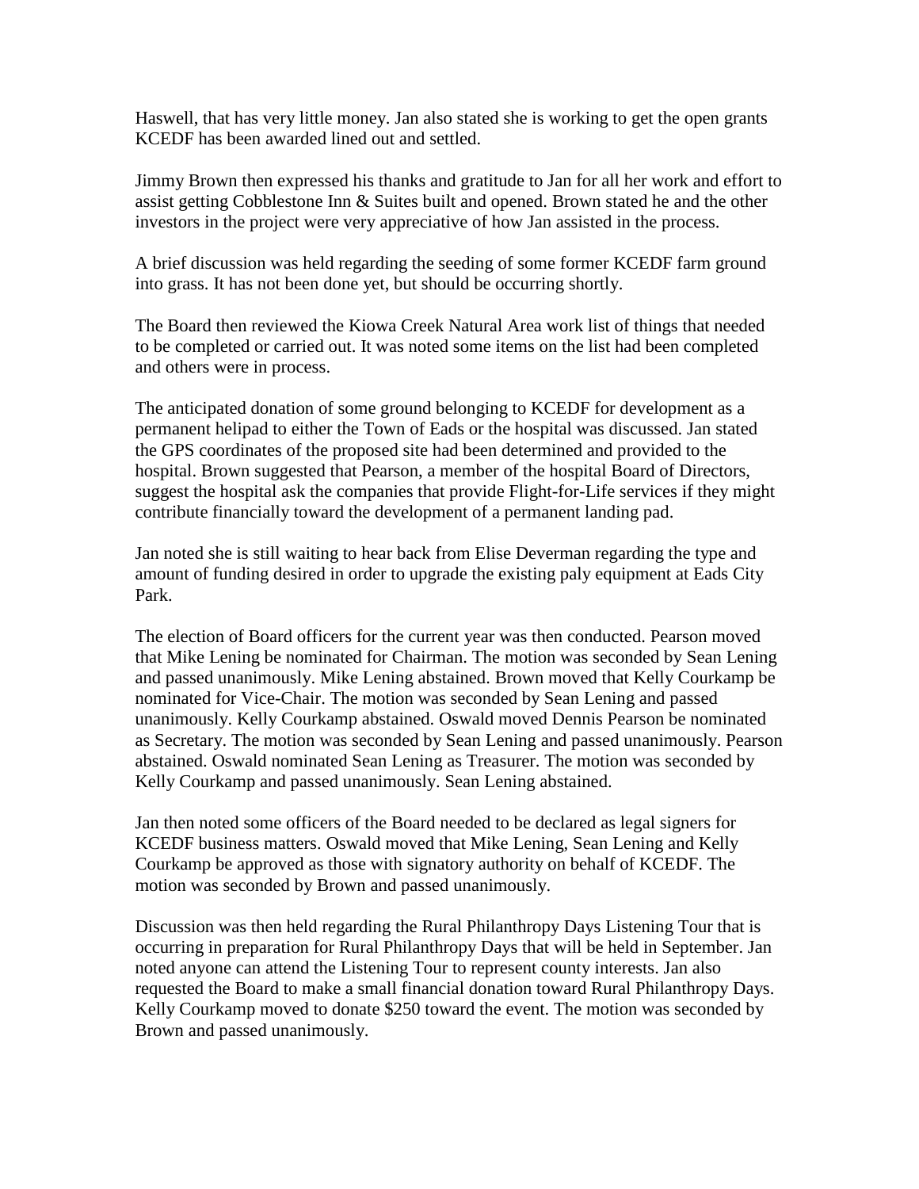Haswell, that has very little money. Jan also stated she is working to get the open grants KCEDF has been awarded lined out and settled.

Jimmy Brown then expressed his thanks and gratitude to Jan for all her work and effort to assist getting Cobblestone Inn & Suites built and opened. Brown stated he and the other investors in the project were very appreciative of how Jan assisted in the process.

A brief discussion was held regarding the seeding of some former KCEDF farm ground into grass. It has not been done yet, but should be occurring shortly.

The Board then reviewed the Kiowa Creek Natural Area work list of things that needed to be completed or carried out. It was noted some items on the list had been completed and others were in process.

The anticipated donation of some ground belonging to KCEDF for development as a permanent helipad to either the Town of Eads or the hospital was discussed. Jan stated the GPS coordinates of the proposed site had been determined and provided to the hospital. Brown suggested that Pearson, a member of the hospital Board of Directors, suggest the hospital ask the companies that provide Flight-for-Life services if they might contribute financially toward the development of a permanent landing pad.

Jan noted she is still waiting to hear back from Elise Deverman regarding the type and amount of funding desired in order to upgrade the existing paly equipment at Eads City Park.

The election of Board officers for the current year was then conducted. Pearson moved that Mike Lening be nominated for Chairman. The motion was seconded by Sean Lening and passed unanimously. Mike Lening abstained. Brown moved that Kelly Courkamp be nominated for Vice-Chair. The motion was seconded by Sean Lening and passed unanimously. Kelly Courkamp abstained. Oswald moved Dennis Pearson be nominated as Secretary. The motion was seconded by Sean Lening and passed unanimously. Pearson abstained. Oswald nominated Sean Lening as Treasurer. The motion was seconded by Kelly Courkamp and passed unanimously. Sean Lening abstained.

Jan then noted some officers of the Board needed to be declared as legal signers for KCEDF business matters. Oswald moved that Mike Lening, Sean Lening and Kelly Courkamp be approved as those with signatory authority on behalf of KCEDF. The motion was seconded by Brown and passed unanimously.

Discussion was then held regarding the Rural Philanthropy Days Listening Tour that is occurring in preparation for Rural Philanthropy Days that will be held in September. Jan noted anyone can attend the Listening Tour to represent county interests. Jan also requested the Board to make a small financial donation toward Rural Philanthropy Days. Kelly Courkamp moved to donate $250 toward the event. The motion was seconded by Brown and passed unanimously.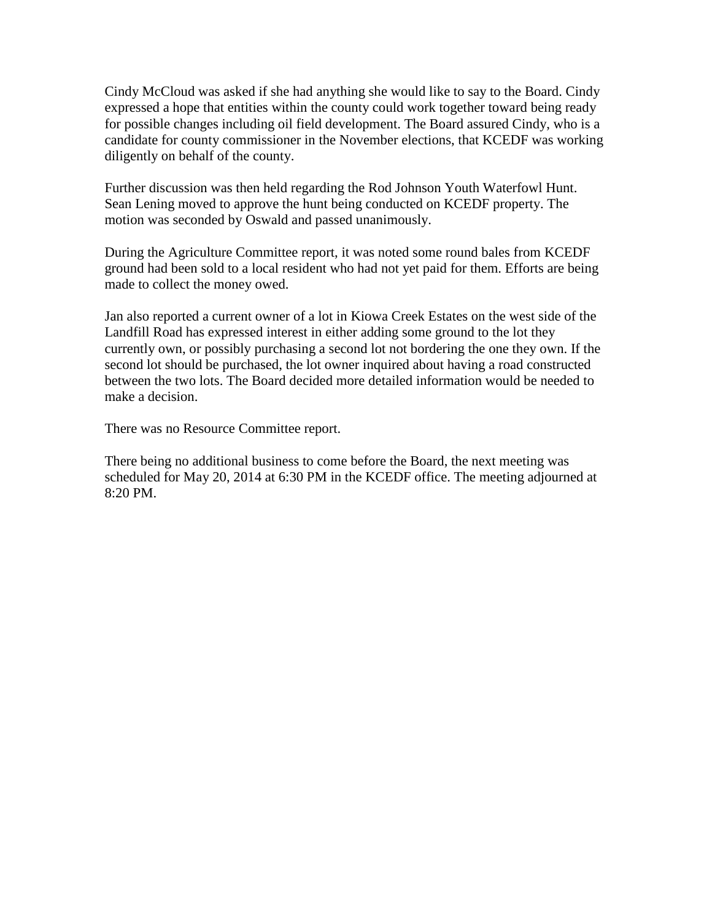Cindy McCloud was asked if she had anything she would like to say to the Board. Cindy expressed a hope that entities within the county could work together toward being ready for possible changes including oil field development. The Board assured Cindy, who is a candidate for county commissioner in the November elections, that KCEDF was working diligently on behalf of the county.

Further discussion was then held regarding the Rod Johnson Youth Waterfowl Hunt. Sean Lening moved to approve the hunt being conducted on KCEDF property. The motion was seconded by Oswald and passed unanimously.

During the Agriculture Committee report, it was noted some round bales from KCEDF ground had been sold to a local resident who had not yet paid for them. Efforts are being made to collect the money owed.

Jan also reported a current owner of a lot in Kiowa Creek Estates on the west side of the Landfill Road has expressed interest in either adding some ground to the lot they currently own, or possibly purchasing a second lot not bordering the one they own. If the second lot should be purchased, the lot owner inquired about having a road constructed between the two lots. The Board decided more detailed information would be needed to make a decision.

There was no Resource Committee report.

There being no additional business to come before the Board, the next meeting was scheduled for May 20, 2014 at 6:30 PM in the KCEDF office. The meeting adjourned at 8:20 PM.